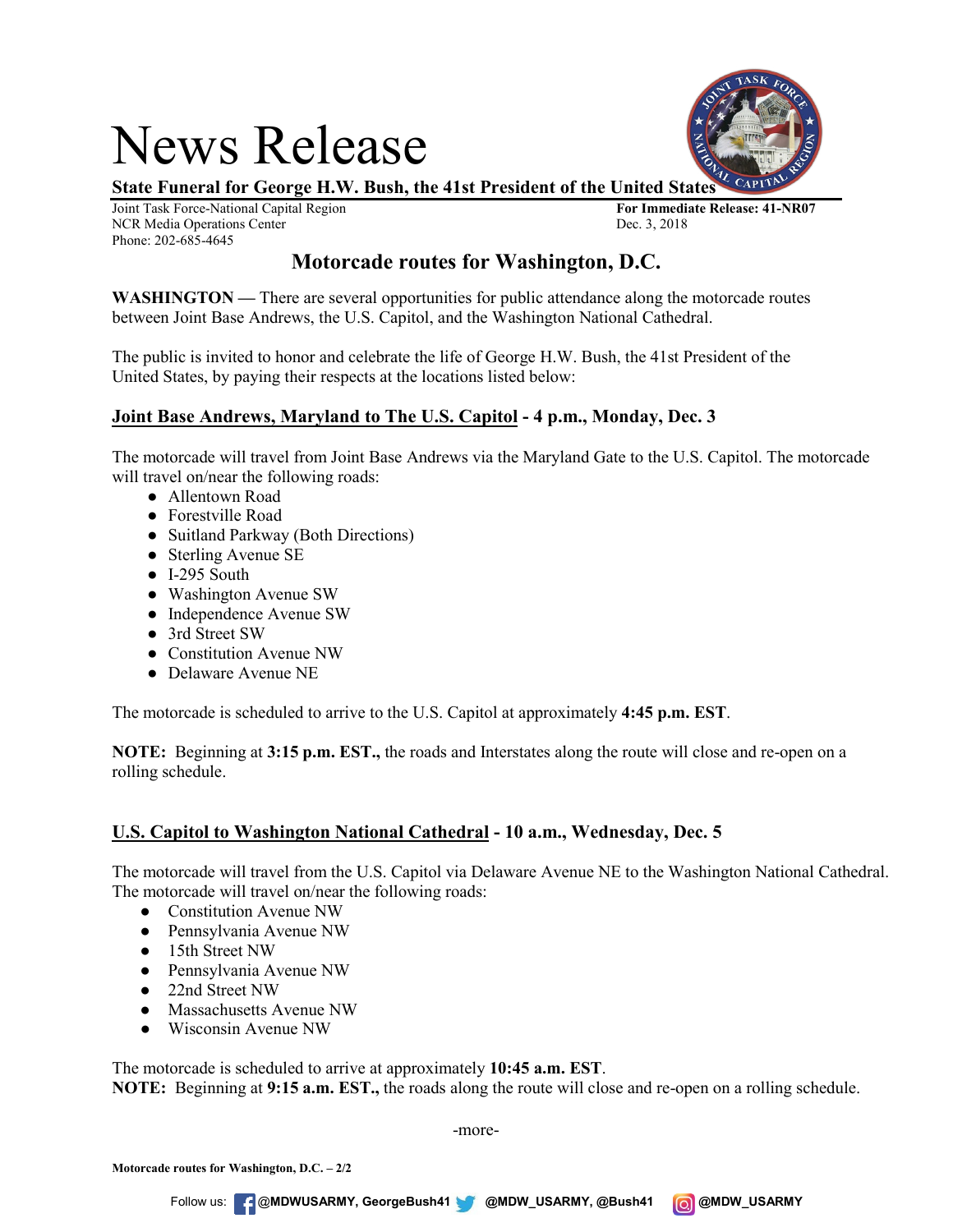# News Release

**State Funeral for George H.W. Bush, the 41st President of the United States**

Joint Task Force-National Capital Region
NCR Media Operations Center
Phone: 202-685-4645

**For Immediate Release: 41-NR07**
Dec. 3, 2018

## Motorcade routes for Washington, D.C.

**WASHINGTON** — There are several opportunities for public attendance along the motorcade routes between Joint Base Andrews, the U.S. Capitol, and the Washington National Cathedral.

The public is invited to honor and celebrate the life of George H.W. Bush, the 41st President of the United States, by paying their respects at the locations listed below:

### Joint Base Andrews, Maryland to The U.S. Capitol - 4 p.m., Monday, Dec. 3

The motorcade will travel from Joint Base Andrews via the Maryland Gate to the U.S. Capitol. The motorcade will travel on/near the following roads:

- Allentown Road
- Forestville Road
- Suitland Parkway (Both Directions)
- Sterling Avenue SE
- I-295 South
- Washington Avenue SW
- Independence Avenue SW
- 3rd Street SW
- Constitution Avenue NW
- Delaware Avenue NE

The motorcade is scheduled to arrive to the U.S. Capitol at approximately **4:45 p.m. EST**.

**NOTE:** Beginning at **3:15 p.m. EST.,** the roads and Interstates along the route will close and re-open on a rolling schedule.

### U.S. Capitol to Washington National Cathedral - 10 a.m., Wednesday, Dec. 5

The motorcade will travel from the U.S. Capitol via Delaware Avenue NE to the Washington National Cathedral. The motorcade will travel on/near the following roads:

- Constitution Avenue NW
- Pennsylvania Avenue NW
- 15th Street NW
- Pennsylvania Avenue NW
- 22nd Street NW
- Massachusetts Avenue NW
- Wisconsin Avenue NW

The motorcade is scheduled to arrive at approximately **10:45 a.m. EST**.
**NOTE:** Beginning at **9:15 a.m. EST.,** the roads along the route will close and re-open on a rolling schedule.

-more-

Follow us: @MDWUSARMY, GeorgeBush41 @MDW_USARMY, @Bush41 @MDW_USARMY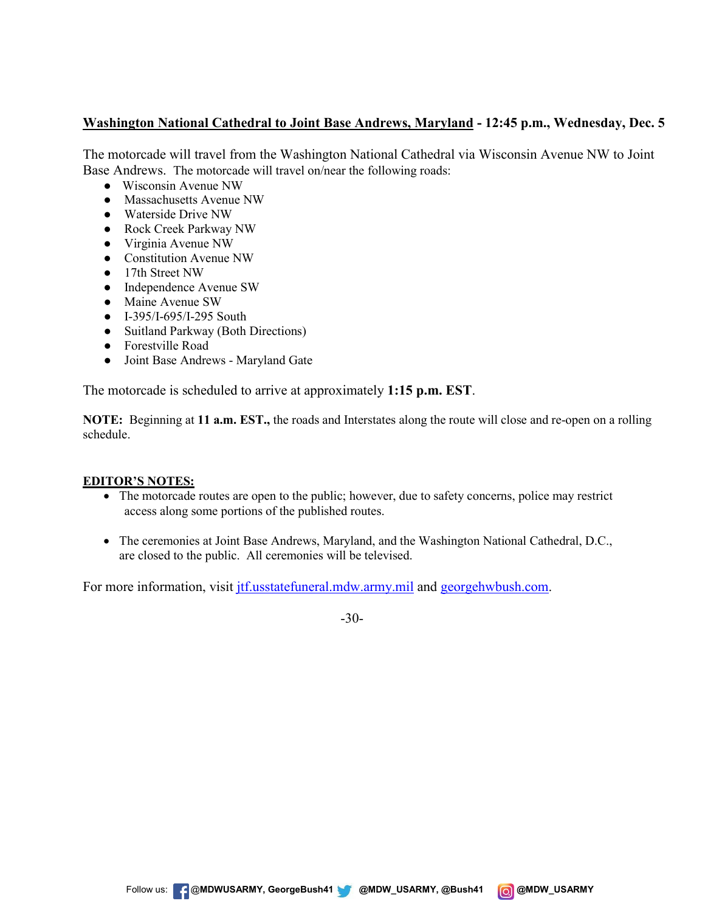**Washington National Cathedral to Joint Base Andrews, Maryland - 12:45 p.m., Wednesday, Dec. 5**

The motorcade will travel from the Washington National Cathedral via Wisconsin Avenue NW to Joint Base Andrews. The motorcade will travel on/near the following roads:

- Wisconsin Avenue NW
- Massachusetts Avenue NW
- Waterside Drive NW
- Rock Creek Parkway NW
- Virginia Avenue NW
- Constitution Avenue NW
- 17th Street NW
- Independence Avenue SW
- Maine Avenue SW
- I-395/I-695/I-295 South
- Suitland Parkway (Both Directions)
- Forestville Road
- Joint Base Andrews - Maryland Gate

The motorcade is scheduled to arrive at approximately **1:15 p.m. EST**.

**NOTE:** Beginning at **11 a.m. EST.,** the roads and Interstates along the route will close and re-open on a rolling schedule.

**EDITOR'S NOTES:**

- The motorcade routes are open to the public; however, due to safety concerns, police may restrict access along some portions of the published routes.
- The ceremonies at Joint Base Andrews, Maryland, and the Washington National Cathedral, D.C., are closed to the public. All ceremonies will be televised.

For more information, visit jtf.usstatefuneral.mdw.army.mil and georgehwbush.com.

-30-

Follow us: @MDWUSARMY, GeorgeBush41 @MDW_USARMY, @Bush41 @MDW_USARMY